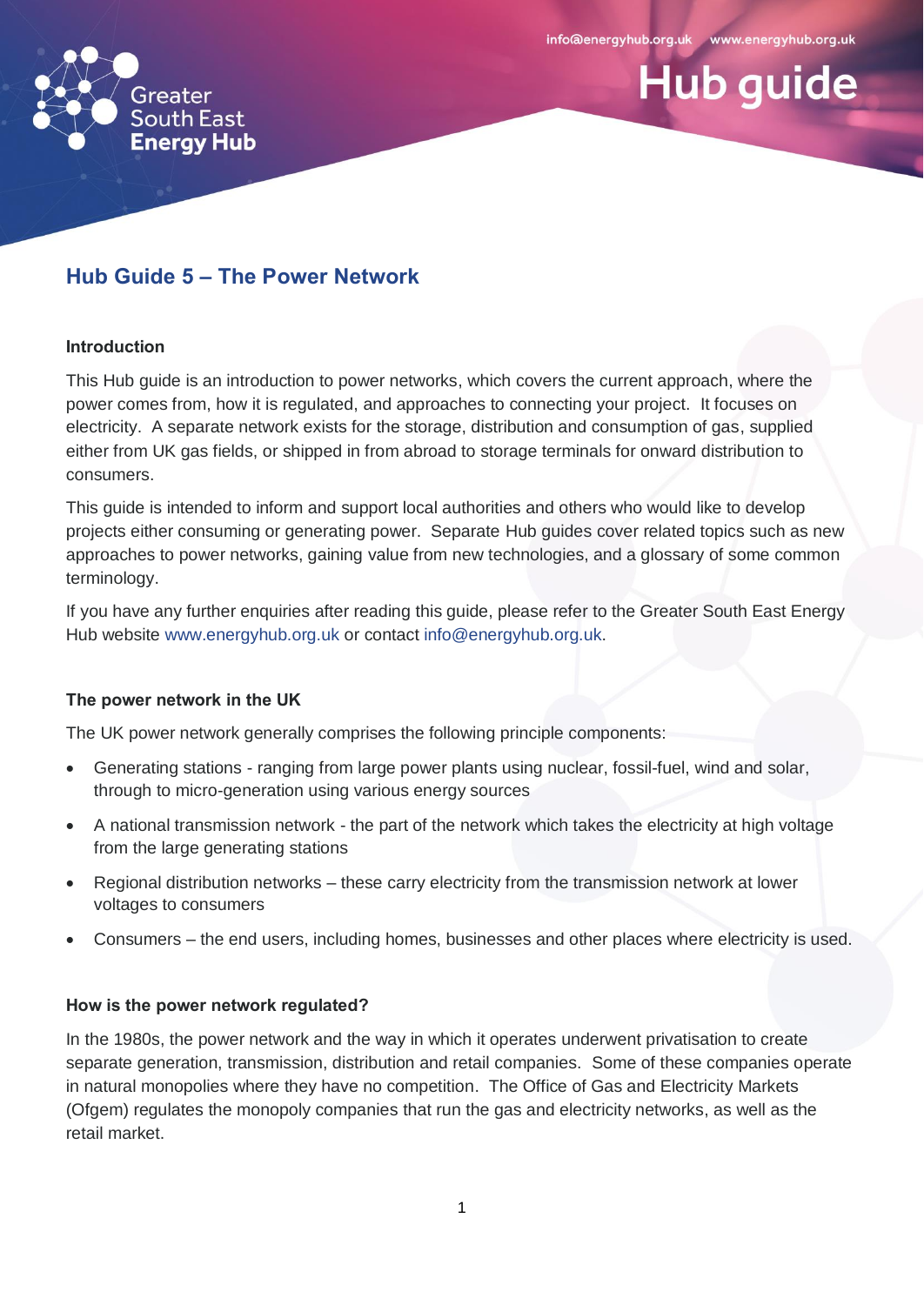# Hub Guide 5 – The Power Network

### Introduction

This Hub guide is an introduction to power networks, which covers the current approach, where the power comes from, how it is regulated, and approaches to connecting your project. It focuses on electricity. A separate network exists for the storage, distribution and consumption of gas, supplied either from UK gas fields, or shipped in from abroad to storage terminals for onward distribution to consumers.

This guide is intended to inform and support local authorities and others who would like to develop projects either consuming or generating power. Separate Hub guides cover related topics such as new approaches to power networks, gaining value from new technologies, and a glossary of some common terminology.

If you have any further enquiries after reading this guide, please refer to the Greater South East Energy Hub website www.energyhub.org.uk or contact info@energyhub.org.uk.

### The power network in the UK

The UK power network generally comprises the following principle components:

- Generating stations - ranging from large power plants using nuclear, fossil-fuel, wind and solar, through to micro-generation using various energy sources
- A national transmission network - the part of the network which takes the electricity at high voltage from the large generating stations
- Regional distribution networks – these carry electricity from the transmission network at lower voltages to consumers
- Consumers – the end users, including homes, businesses and other places where electricity is used.

### How is the power network regulated?

In the 1980s, the power network and the way in which it operates underwent privatisation to create separate generation, transmission, distribution and retail companies. Some of these companies operate in natural monopolies where they have no competition. The Office of Gas and Electricity Markets (Ofgem) regulates the monopoly companies that run the gas and electricity networks, as well as the retail market.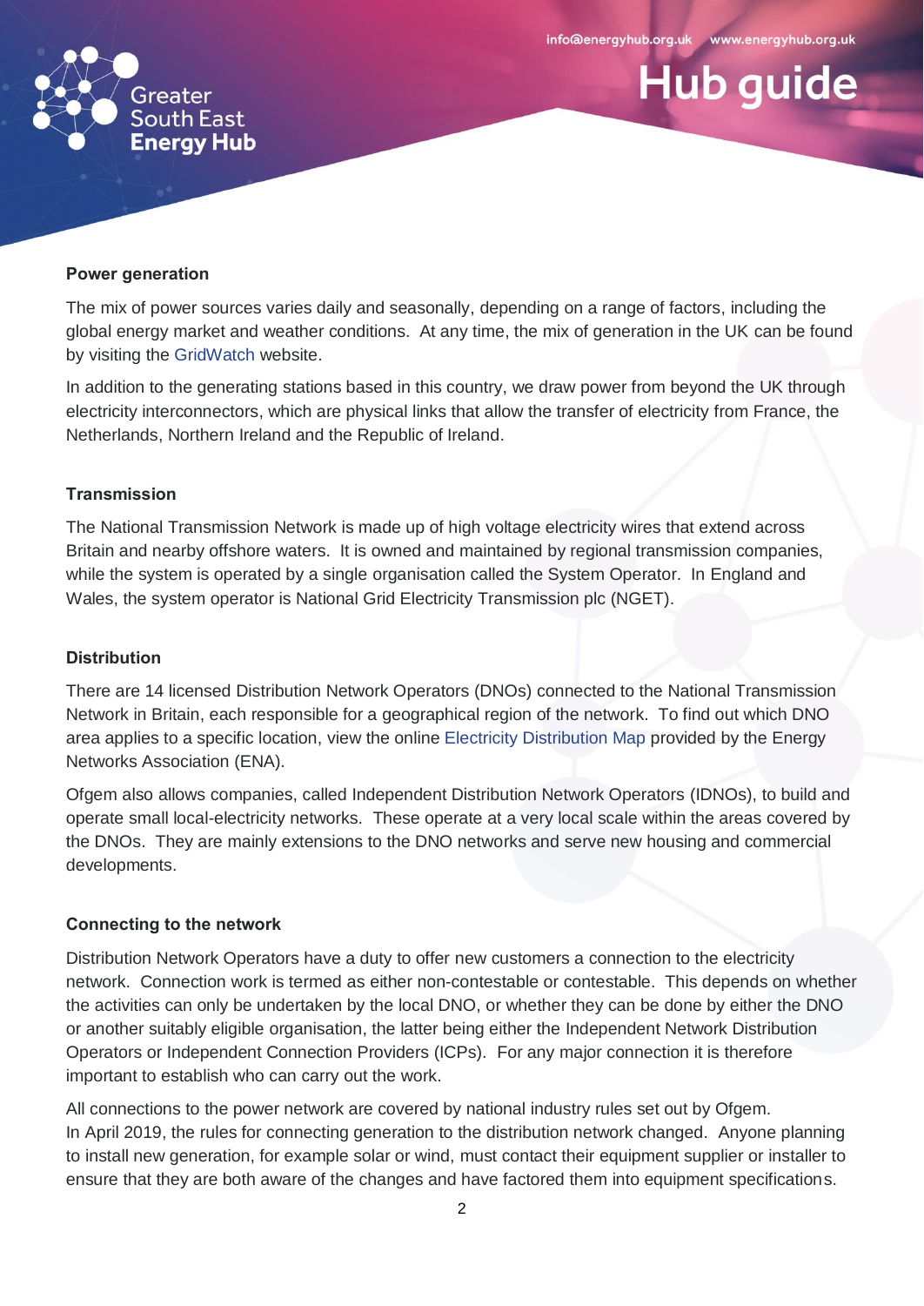## Power generation

The mix of power sources varies daily and seasonally, depending on a range of factors, including the global energy market and weather conditions. At any time, the mix of generation in the UK can be found by visiting the GridWatch website.

In addition to the generating stations based in this country, we draw power from beyond the UK through electricity interconnectors, which are physical links that allow the transfer of electricity from France, the Netherlands, Northern Ireland and the Republic of Ireland.

## Transmission

The National Transmission Network is made up of high voltage electricity wires that extend across Britain and nearby offshore waters. It is owned and maintained by regional transmission companies, while the system is operated by a single organisation called the System Operator. In England and Wales, the system operator is National Grid Electricity Transmission plc (NGET).

## Distribution

There are 14 licensed Distribution Network Operators (DNOs) connected to the National Transmission Network in Britain, each responsible for a geographical region of the network. To find out which DNO area applies to a specific location, view the online Electricity Distribution Map provided by the Energy Networks Association (ENA).

Ofgem also allows companies, called Independent Distribution Network Operators (IDNOs), to build and operate small local-electricity networks. These operate at a very local scale within the areas covered by the DNOs. They are mainly extensions to the DNO networks and serve new housing and commercial developments.

## Connecting to the network

Distribution Network Operators have a duty to offer new customers a connection to the electricity network. Connection work is termed as either non-contestable or contestable. This depends on whether the activities can only be undertaken by the local DNO, or whether they can be done by either the DNO or another suitably eligible organisation, the latter being either the Independent Network Distribution Operators or Independent Connection Providers (ICPs). For any major connection it is therefore important to establish who can carry out the work.

All connections to the power network are covered by national industry rules set out by Ofgem. In April 2019, the rules for connecting generation to the distribution network changed. Anyone planning to install new generation, for example solar or wind, must contact their equipment supplier or installer to ensure that they are both aware of the changes and have factored them into equipment specifications.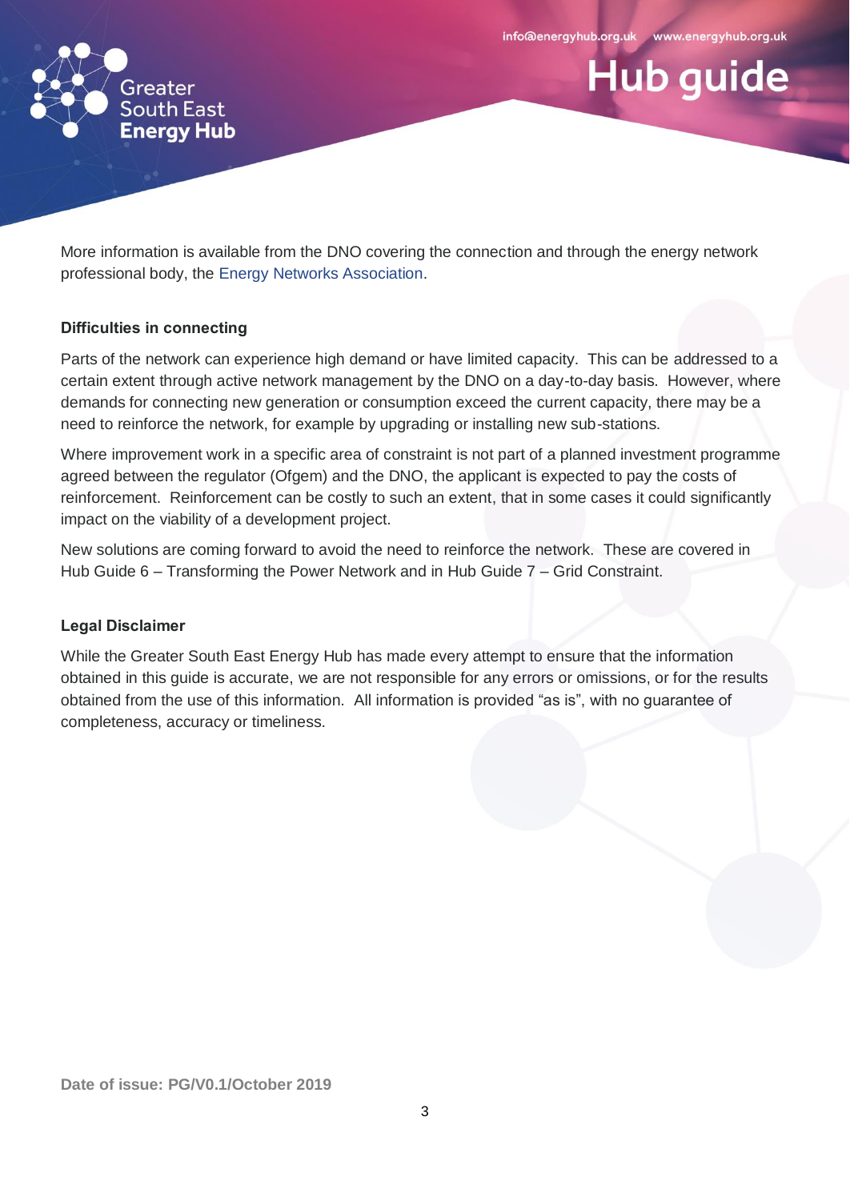More information is available from the DNO covering the connection and through the energy network professional body, the Energy Networks Association.

**Difficulties in connecting**

Parts of the network can experience high demand or have limited capacity.  This can be addressed to a certain extent through active network management by the DNO on a day-to-day basis.  However, where demands for connecting new generation or consumption exceed the current capacity, there may be a need to reinforce the network, for example by upgrading or installing new sub-stations.

Where improvement work in a specific area of constraint is not part of a planned investment programme agreed between the regulator (Ofgem) and the DNO, the applicant is expected to pay the costs of reinforcement.  Reinforcement can be costly to such an extent, that in some cases it could significantly impact on the viability of a development project.

New solutions are coming forward to avoid the need to reinforce the network.  These are covered in Hub Guide 6 – Transforming the Power Network and in Hub Guide 7 – Grid Constraint.

**Legal Disclaimer**

While the Greater South East Energy Hub has made every attempt to ensure that the information obtained in this guide is accurate, we are not responsible for any errors or omissions, or for the results obtained from the use of this information.  All information is provided “as is”, with no guarantee of completeness, accuracy or timeliness.

**Date of issue: PG/V0.1/October 2019**